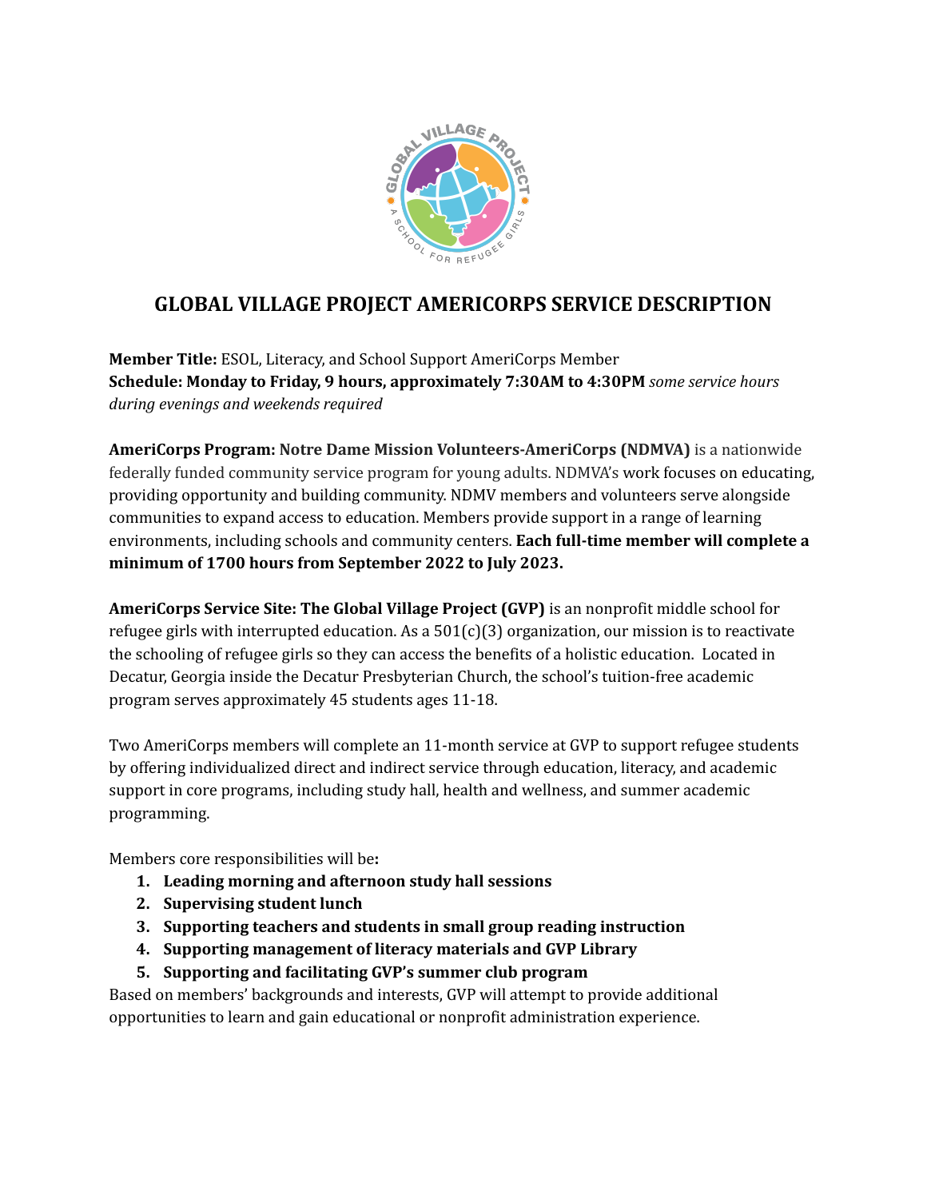# GLOBAL VILLAGE PROJECT AMERICORPS SERVICE DESCRIPTION

**Member Title:** ESOL, Literacy, and School Support AmeriCorps Member
**Schedule: Monday to Friday, 9 hours, approximately 7:30AM to 4:30PM** *some service hours during evenings and weekends required*

**AmeriCorps Program: Notre Dame Mission Volunteers-AmeriCorps (NDMVA)** is a nationwide federally funded community service program for young adults. NDMVA's work focuses on educating, providing opportunity and building community. NDMV members and volunteers serve alongside communities to expand access to education. Members provide support in a range of learning environments, including schools and community centers. **Each full-time member will complete a minimum of 1700 hours from September 2022 to July 2023.**

**AmeriCorps Service Site: The Global Village Project (GVP)** is an nonprofit middle school for refugee girls with interrupted education. As a 501(c)(3) organization, our mission is to reactivate the schooling of refugee girls so they can access the benefits of a holistic education. Located in Decatur, Georgia inside the Decatur Presbyterian Church, the school's tuition-free academic program serves approximately 45 students ages 11-18.

Two AmeriCorps members will complete an 11-month service at GVP to support refugee students by offering individualized direct and indirect service through education, literacy, and academic support in core programs, including study hall, health and wellness, and summer academic programming.

Members core responsibilities will be**:**

1. **Leading morning and afternoon study hall sessions**
2. **Supervising student lunch**
3. **Supporting teachers and students in small group reading instruction**
4. **Supporting management of literacy materials and GVP Library**
5. **Supporting and facilitating GVP's summer club program**

Based on members' backgrounds and interests, GVP will attempt to provide additional opportunities to learn and gain educational or nonprofit administration experience.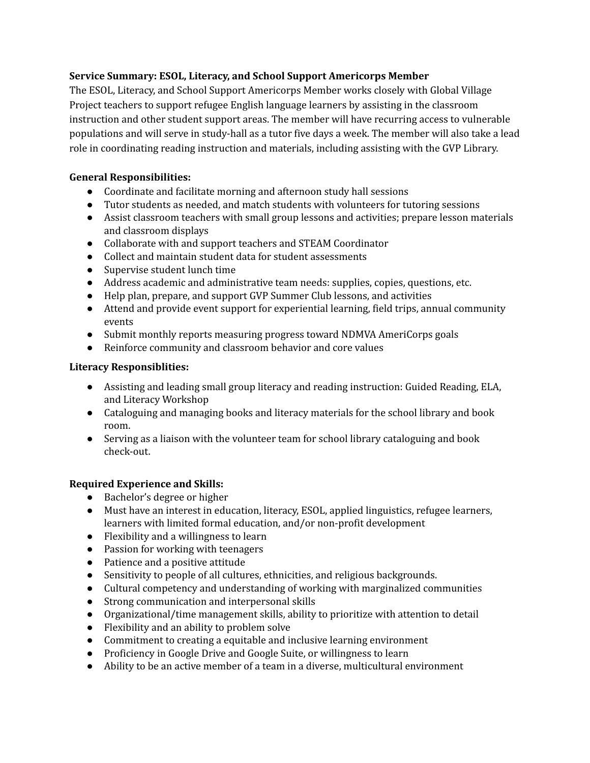**Service Summary: ESOL, Literacy, and School Support Americorps Member**

The ESOL, Literacy, and School Support Americorps Member works closely with Global Village Project teachers to support refugee English language learners by assisting in the classroom instruction and other student support areas. The member will have recurring access to vulnerable populations and will serve in study-hall as a tutor five days a week. The member will also take a lead role in coordinating reading instruction and materials, including assisting with the GVP Library.

**General Responsibilities:**

- Coordinate and facilitate morning and afternoon study hall sessions
- Tutor students as needed, and match students with volunteers for tutoring sessions
- Assist classroom teachers with small group lessons and activities; prepare lesson materials and classroom displays
- Collaborate with and support teachers and STEAM Coordinator
- Collect and maintain student data for student assessments
- Supervise student lunch time
- Address academic and administrative team needs: supplies, copies, questions, etc.
- Help plan, prepare, and support GVP Summer Club lessons, and activities
- Attend and provide event support for experiential learning, field trips, annual community events
- Submit monthly reports measuring progress toward NDMVA AmeriCorps goals
- Reinforce community and classroom behavior and core values

**Literacy Responsiblities:**

- Assisting and leading small group literacy and reading instruction: Guided Reading, ELA, and Literacy Workshop
- Cataloguing and managing books and literacy materials for the school library and book room.
- Serving as a liaison with the volunteer team for school library cataloguing and book check-out.

**Required Experience and Skills:**

- Bachelor's degree or higher
- Must have an interest in education, literacy, ESOL, applied linguistics, refugee learners, learners with limited formal education, and/or non-profit development
- Flexibility and a willingness to learn
- Passion for working with teenagers
- Patience and a positive attitude
- Sensitivity to people of all cultures, ethnicities, and religious backgrounds.
- Cultural competency and understanding of working with marginalized communities
- Strong communication and interpersonal skills
- Organizational/time management skills, ability to prioritize with attention to detail
- Flexibility and an ability to problem solve
- Commitment to creating a equitable and inclusive learning environment
- Proficiency in Google Drive and Google Suite, or willingness to learn
- Ability to be an active member of a team in a diverse, multicultural environment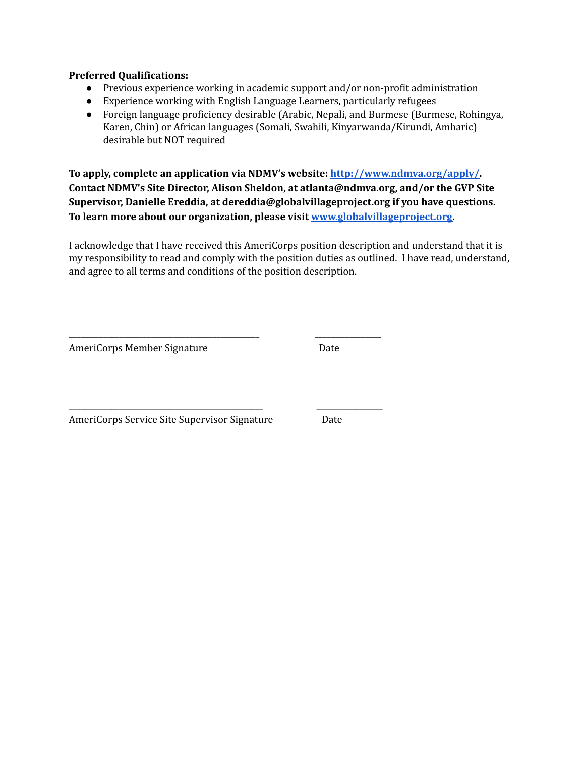**Preferred Qualifications:**

- Previous experience working in academic support and/or non-profit administration
- Experience working with English Language Learners, particularly refugees
- Foreign language proficiency desirable (Arabic, Nepali, and Burmese (Burmese, Rohingya, Karen, Chin) or African languages (Somali, Swahili, Kinyarwanda/Kirundi, Amharic) desirable but NOT required

**To apply, complete an application via NDMV's website: [http://www.ndmva.org/apply/](http://www.ndmva.org/apply/). Contact NDMV's Site Director, Alison Sheldon, at atlanta@ndmva.org, and/or the GVP Site Supervisor, Danielle Ereddia, at dereddia@globalvillageproject.org if you have questions. To learn more about our organization, please visit [www.globalvillageproject.org](http://www.globalvillageproject.org).**

I acknowledge that I have received this AmeriCorps position description and understand that it is my responsibility to read and comply with the position duties as outlined. I have read, understand, and agree to all terms and conditions of the position description.

_________________________________________ ______________

AmeriCorps Member Signature Date

_________________________________________ ______________

AmeriCorps Service Site Supervisor Signature Date